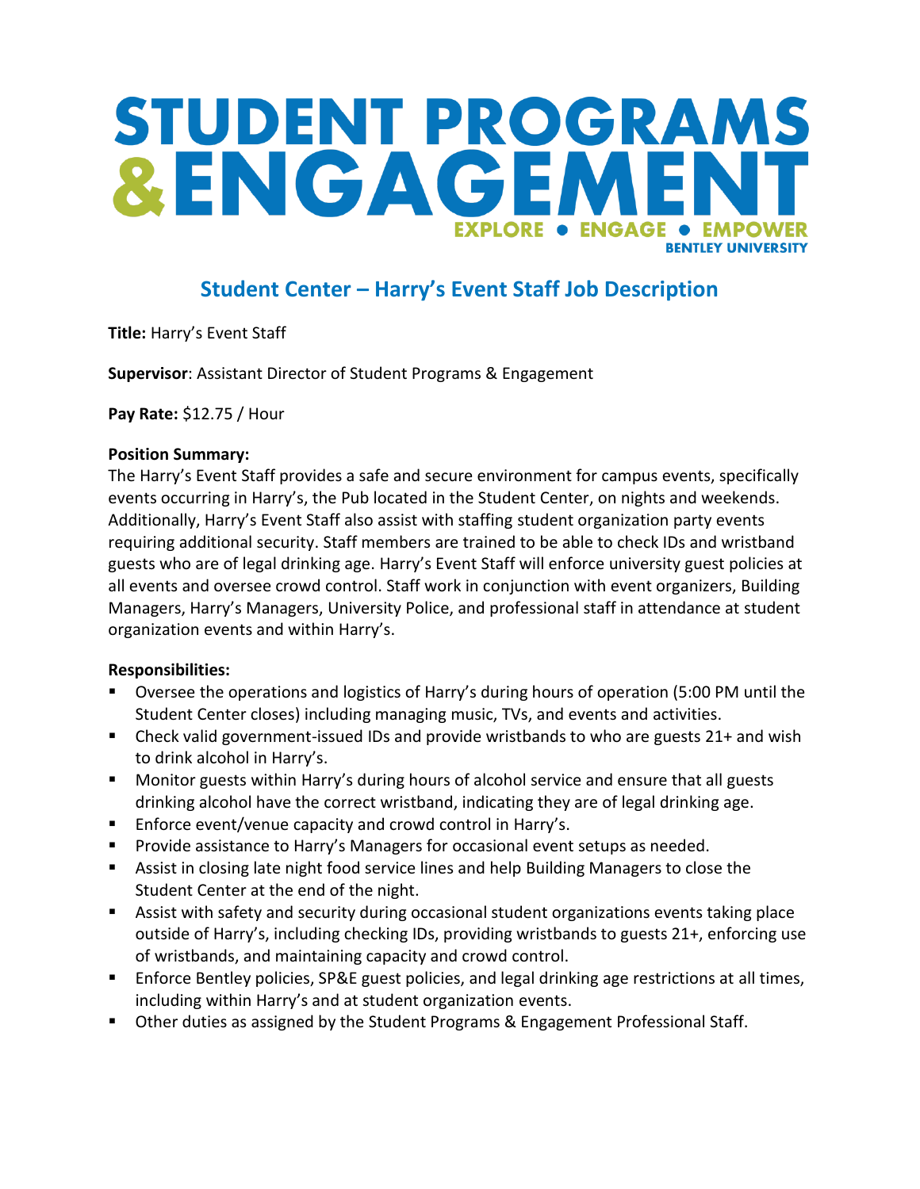# STUDENT PROGRAMS & ENGAGEMENT

EXPLORE • ENGAGE • EMPOWER

BENTLEY UNIVERSITY

## Student Center – Harry's Event Staff Job Description

**Title:** Harry's Event Staff

**Supervisor**: Assistant Director of Student Programs & Engagement

**Pay Rate:** $12.75 / Hour

**Position Summary:**
The Harry's Event Staff provides a safe and secure environment for campus events, specifically events occurring in Harry's, the Pub located in the Student Center, on nights and weekends. Additionally, Harry's Event Staff also assist with staffing student organization party events requiring additional security. Staff members are trained to be able to check IDs and wristband guests who are of legal drinking age. Harry's Event Staff will enforce university guest policies at all events and oversee crowd control. Staff work in conjunction with event organizers, Building Managers, Harry's Managers, University Police, and professional staff in attendance at student organization events and within Harry's.

**Responsibilities:**

- Oversee the operations and logistics of Harry's during hours of operation (5:00 PM until the Student Center closes) including managing music, TVs, and events and activities.
- Check valid government-issued IDs and provide wristbands to who are guests 21+ and wish to drink alcohol in Harry's.
- Monitor guests within Harry's during hours of alcohol service and ensure that all guests drinking alcohol have the correct wristband, indicating they are of legal drinking age.
- Enforce event/venue capacity and crowd control in Harry's.
- Provide assistance to Harry's Managers for occasional event setups as needed.
- Assist in closing late night food service lines and help Building Managers to close the Student Center at the end of the night.
- Assist with safety and security during occasional student organizations events taking place outside of Harry's, including checking IDs, providing wristbands to guests 21+, enforcing use of wristbands, and maintaining capacity and crowd control.
- Enforce Bentley policies, SP&E guest policies, and legal drinking age restrictions at all times, including within Harry's and at student organization events.
- Other duties as assigned by the Student Programs & Engagement Professional Staff.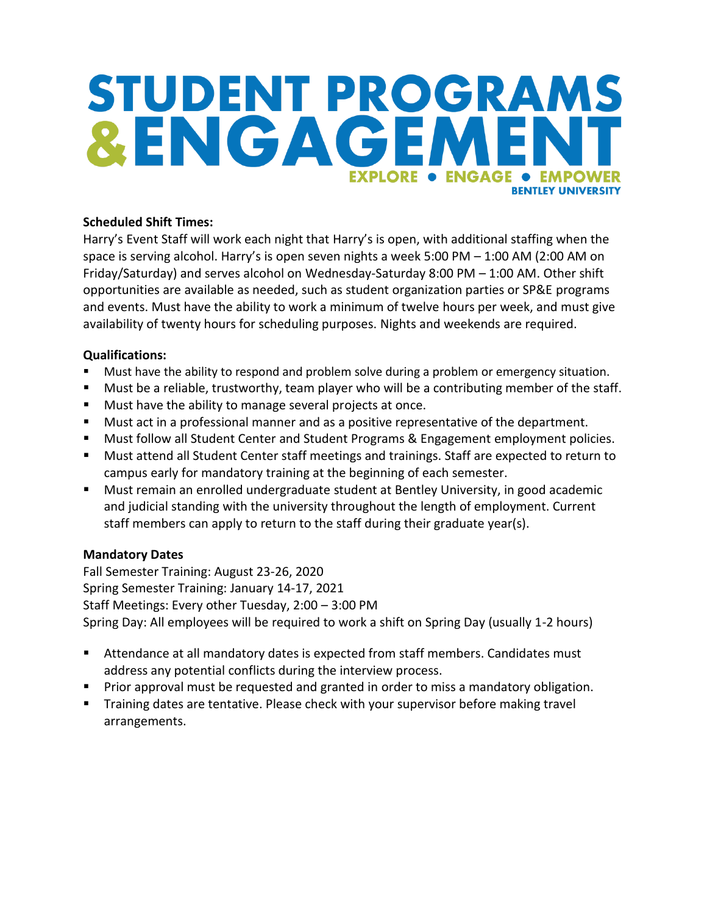# STUDENT PROGRAMS & ENGAGEMENT

EXPLORE • ENGAGE • EMPOWER

BENTLEY UNIVERSITY

**Scheduled Shift Times:**

Harry's Event Staff will work each night that Harry's is open, with additional staffing when the space is serving alcohol. Harry's is open seven nights a week 5:00 PM – 1:00 AM (2:00 AM on Friday/Saturday) and serves alcohol on Wednesday-Saturday 8:00 PM – 1:00 AM. Other shift opportunities are available as needed, such as student organization parties or SP&E programs and events. Must have the ability to work a minimum of twelve hours per week, and must give availability of twenty hours for scheduling purposes. Nights and weekends are required.

**Qualifications:**

- Must have the ability to respond and problem solve during a problem or emergency situation.
- Must be a reliable, trustworthy, team player who will be a contributing member of the staff.
- Must have the ability to manage several projects at once.
- Must act in a professional manner and as a positive representative of the department.
- Must follow all Student Center and Student Programs & Engagement employment policies.
- Must attend all Student Center staff meetings and trainings. Staff are expected to return to campus early for mandatory training at the beginning of each semester.
- Must remain an enrolled undergraduate student at Bentley University, in good academic and judicial standing with the university throughout the length of employment. Current staff members can apply to return to the staff during their graduate year(s).

**Mandatory Dates**

Fall Semester Training: August 23-26, 2020
Spring Semester Training: January 14-17, 2021
Staff Meetings: Every other Tuesday, 2:00 – 3:00 PM
Spring Day: All employees will be required to work a shift on Spring Day (usually 1-2 hours)

- Attendance at all mandatory dates is expected from staff members. Candidates must address any potential conflicts during the interview process.
- Prior approval must be requested and granted in order to miss a mandatory obligation.
- Training dates are tentative. Please check with your supervisor before making travel arrangements.